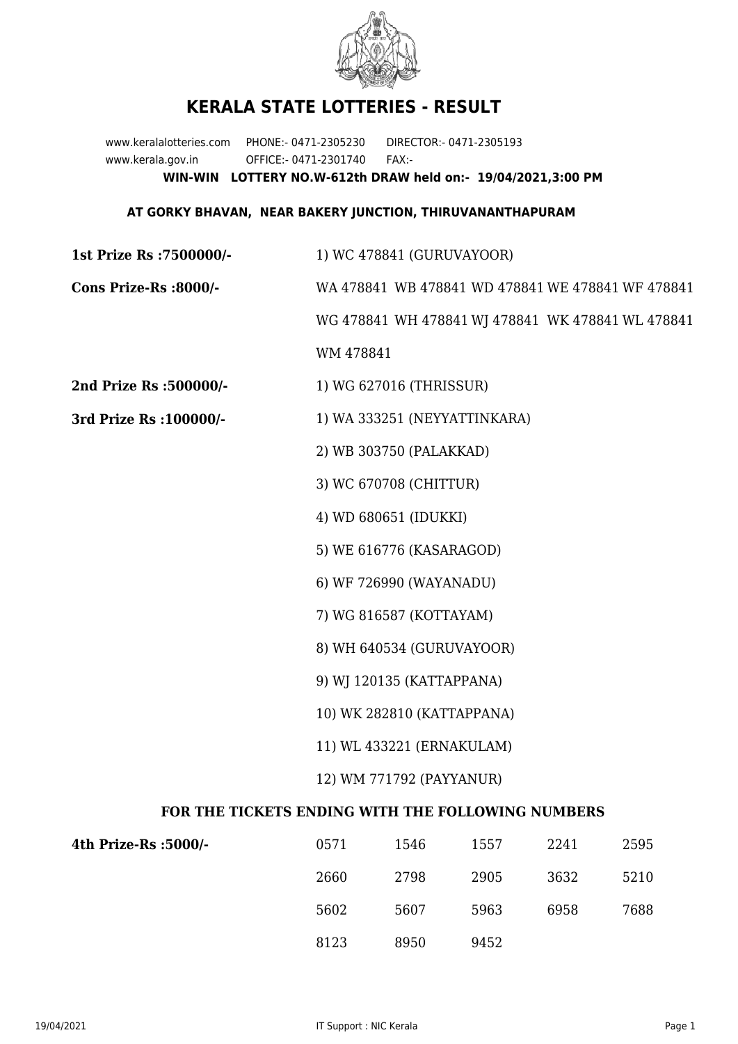# KERALA STATE LOTTERIES - RESULT

www.keralalotteries.com PHONE:- 0471-2305230 DIRECTOR:- 0471-2305193
www.kerala.gov.in OFFICE:- 0471-2301740 FAX:-

**WIN-WIN LOTTERY NO.W-612th DRAW held on:- 19/04/2021,3:00 PM**

**AT GORKY BHAVAN, NEAR BAKERY JUNCTION, THIRUVANANTHAPURAM**

**1st Prize Rs :7500000/-** 1) WC 478841 (GURUVAYOOR)

**Cons Prize-Rs :8000/-** WA 478841 WB 478841 WD 478841 WE 478841 WF 478841 WG 478841 WH 478841 WJ 478841 WK 478841 WL 478841 WM 478841

**2nd Prize Rs :500000/-** 1) WG 627016 (THRISSUR)

**3rd Prize Rs :100000/-**

1) WA 333251 (NEYYATTINKARA)
2) WB 303750 (PALAKKAD)
3) WC 670708 (CHITTUR)
4) WD 680651 (IDUKKI)
5) WE 616776 (KASARAGOD)
6) WF 726990 (WAYANADU)
7) WG 816587 (KOTTAYAM)
8) WH 640534 (GURUVAYOOR)
9) WJ 120135 (KATTAPPANA)
10) WK 282810 (KATTAPPANA)
11) WL 433221 (ERNAKULAM)
12) WM 771792 (PAYYANUR)

**FOR THE TICKETS ENDING WITH THE FOLLOWING NUMBERS**

**4th Prize-Rs :5000/-**

| | | | | |
|---|---|---|---|---|
| 0571 | 1546 | 1557 | 2241 | 2595 |
| 2660 | 2798 | 2905 | 3632 | 5210 |
| 5602 | 5607 | 5963 | 6958 | 7688 |
| 8123 | 8950 | 9452 | | |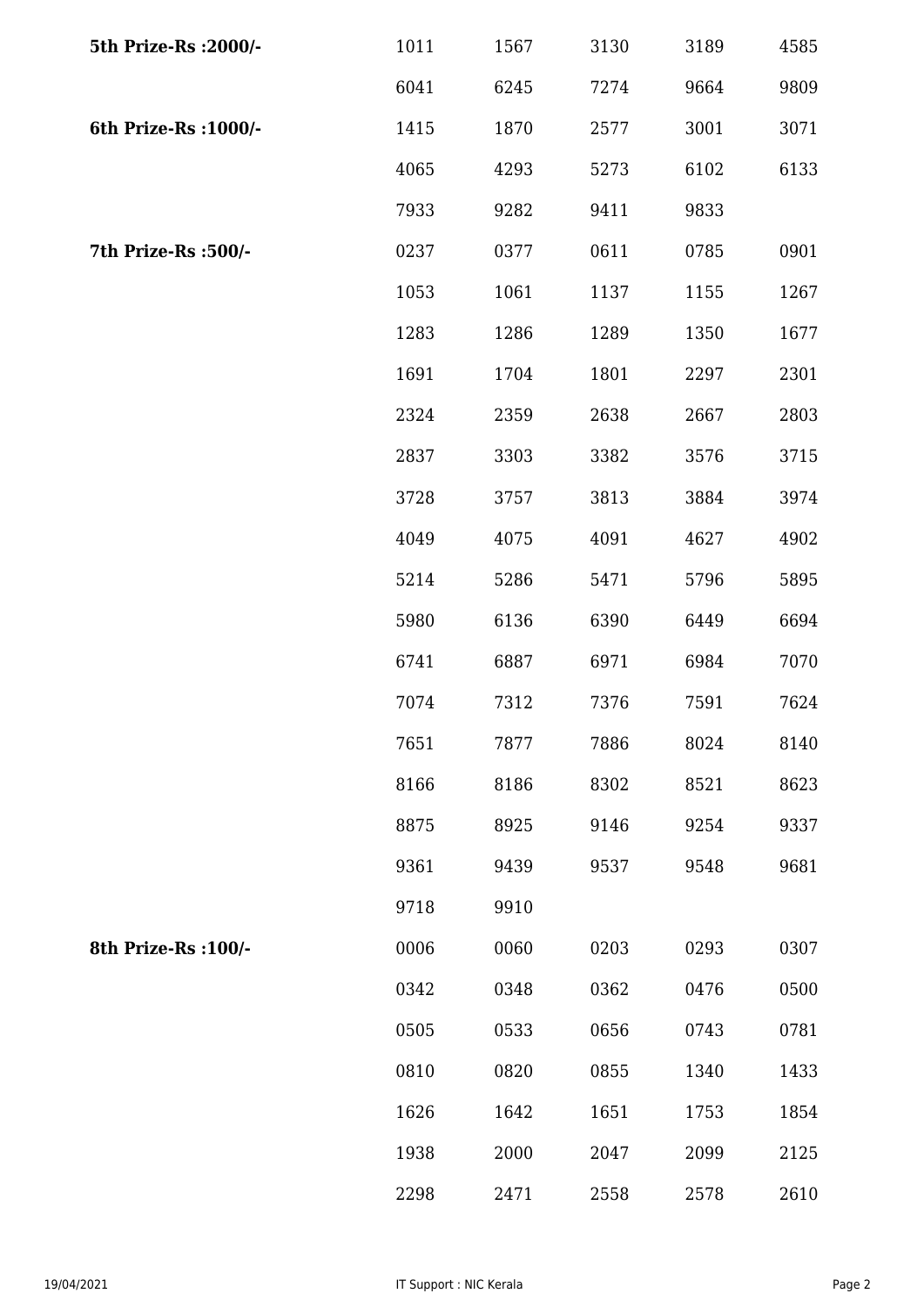| | | | | | |
|---|---|---|---|---|---|
| **5th Prize-Rs :2000/-** | 1011 | 1567 | 3130 | 3189 | 4585 |
| | 6041 | 6245 | 7274 | 9664 | 9809 |
| **6th Prize-Rs :1000/-** | 1415 | 1870 | 2577 | 3001 | 3071 |
| | 4065 | 4293 | 5273 | 6102 | 6133 |
| | 7933 | 9282 | 9411 | 9833 | |
| **7th Prize-Rs :500/-** | 0237 | 0377 | 0611 | 0785 | 0901 |
| | 1053 | 1061 | 1137 | 1155 | 1267 |
| | 1283 | 1286 | 1289 | 1350 | 1677 |
| | 1691 | 1704 | 1801 | 2297 | 2301 |
| | 2324 | 2359 | 2638 | 2667 | 2803 |
| | 2837 | 3303 | 3382 | 3576 | 3715 |
| | 3728 | 3757 | 3813 | 3884 | 3974 |
| | 4049 | 4075 | 4091 | 4627 | 4902 |
| | 5214 | 5286 | 5471 | 5796 | 5895 |
| | 5980 | 6136 | 6390 | 6449 | 6694 |
| | 6741 | 6887 | 6971 | 6984 | 7070 |
| | 7074 | 7312 | 7376 | 7591 | 7624 |
| | 7651 | 7877 | 7886 | 8024 | 8140 |
| | 8166 | 8186 | 8302 | 8521 | 8623 |
| | 8875 | 8925 | 9146 | 9254 | 9337 |
| | 9361 | 9439 | 9537 | 9548 | 9681 |
| | 9718 | 9910 | | | |
| **8th Prize-Rs :100/-** | 0006 | 0060 | 0203 | 0293 | 0307 |
| | 0342 | 0348 | 0362 | 0476 | 0500 |
| | 0505 | 0533 | 0656 | 0743 | 0781 |
| | 0810 | 0820 | 0855 | 1340 | 1433 |
| | 1626 | 1642 | 1651 | 1753 | 1854 |
| | 1938 | 2000 | 2047 | 2099 | 2125 |
| | 2298 | 2471 | 2558 | 2578 | 2610 |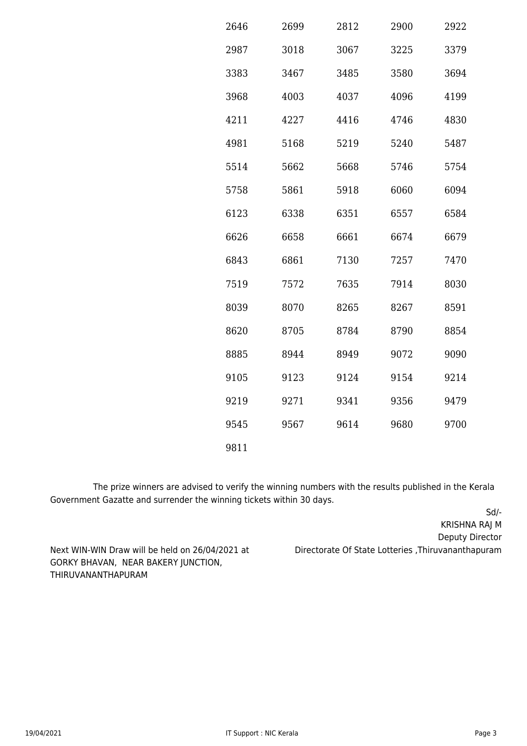| | | | | |
|---|---|---|---|---|
| 2646 | 2699 | 2812 | 2900 | 2922 |
| 2987 | 3018 | 3067 | 3225 | 3379 |
| 3383 | 3467 | 3485 | 3580 | 3694 |
| 3968 | 4003 | 4037 | 4096 | 4199 |
| 4211 | 4227 | 4416 | 4746 | 4830 |
| 4981 | 5168 | 5219 | 5240 | 5487 |
| 5514 | 5662 | 5668 | 5746 | 5754 |
| 5758 | 5861 | 5918 | 6060 | 6094 |
| 6123 | 6338 | 6351 | 6557 | 6584 |
| 6626 | 6658 | 6661 | 6674 | 6679 |
| 6843 | 6861 | 7130 | 7257 | 7470 |
| 7519 | 7572 | 7635 | 7914 | 8030 |
| 8039 | 8070 | 8265 | 8267 | 8591 |
| 8620 | 8705 | 8784 | 8790 | 8854 |
| 8885 | 8944 | 8949 | 9072 | 9090 |
| 9105 | 9123 | 9124 | 9154 | 9214 |
| 9219 | 9271 | 9341 | 9356 | 9479 |
| 9545 | 9567 | 9614 | 9680 | 9700 |
| 9811 | | | | |

The prize winners are advised to verify the winning numbers with the results published in the Kerala Government Gazatte and surrender the winning tickets within 30 days.

Sd/-
KRISHNA RAJ M
Deputy Director
Directorate Of State Lotteries ,Thiruvananthapuram

Next WIN-WIN Draw will be held on 26/04/2021 at GORKY BHAVAN, NEAR BAKERY JUNCTION, THIRUVANANTHAPURAM